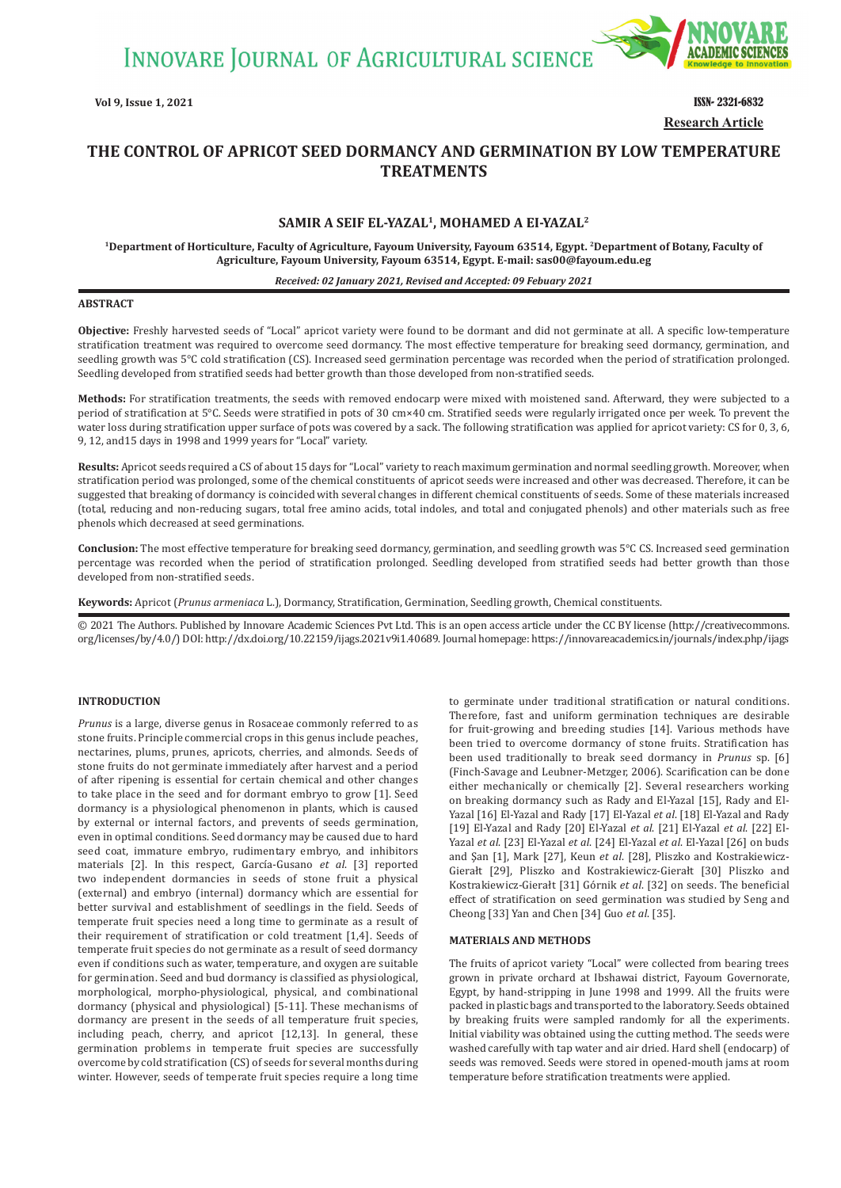INNOVARE JOURNAL OF AGRICULTURAL SCIENCE

Research Article

# THE CONTROL OF APRICOT SEED DORMANCY AND GERMINATION BY LOW TEMPERATURE TREATMENTS

**SAMIR A SEIF EL-YAZAL[1], MOHAMED A El-YAZAL[2]**

**[1]Department of Horticulture, Faculty of Agriculture, Fayoum University, Fayoum 63514, Egypt. [2]Department of Botany, Faculty of Agriculture, Fayoum University, Fayoum 63514, Egypt. E-mail: sas00@fayoum.edu.eg**

*Received: 02 January 2021, Revised and Accepted: 09 Febuary 2021*

## ABSTRACT

**Objective:** Freshly harvested seeds of "Local" apricot variety were found to be dormant and did not germinate at all. A specific low-temperature stratification treatment was required to overcome seed dormancy. The most effective temperature for breaking seed dormancy, germination, and seedling growth was 5°C cold stratification (CS). Increased seed germination percentage was recorded when the period of stratification prolonged. Seedling developed from stratified seeds had better growth than those developed from non-stratified seeds.

**Methods:** For stratification treatments, the seeds with removed endocarp were mixed with moistened sand. Afterward, they were subjected to a period of stratification at 5°C. Seeds were stratified in pots of 30 cm×40 cm. Stratified seeds were regularly irrigated once per week. To prevent the water loss during stratification upper surface of pots was covered by a sack. The following stratification was applied for apricot variety: CS for 0, 3, 6, 9, 12, and15 days in 1998 and 1999 years for "Local" variety.

**Results:** Apricot seeds required a CS of about 15 days for "Local" variety to reach maximum germination and normal seedling growth. Moreover, when stratification period was prolonged, some of the chemical constituents of apricot seeds were increased and other was decreased. Therefore, it can be suggested that breaking of dormancy is coincided with several changes in different chemical constituents of seeds. Some of these materials increased (total, reducing and non-reducing sugars, total free amino acids, total indoles, and total and conjugated phenols) and other materials such as free phenols which decreased at seed germinations.

**Conclusion:** The most effective temperature for breaking seed dormancy, germination, and seedling growth was 5°C CS. Increased seed germination percentage was recorded when the period of stratification prolonged. Seedling developed from stratified seeds had better growth than those developed from non-stratified seeds.

**Keywords:** Apricot (*Prunus armeniaca* L.), Dormancy, Stratification, Germination, Seedling growth, Chemical constituents.

© 2021 The Authors. Published by Innovare Academic Sciences Pvt Ltd. This is an open access article under the CC BY license (http://creativecommons.org/licenses/by/4.0/) DOI: http://dx.doi.org/10.22159/ijags.2021v9i1.40689. Journal homepage: https://innovareacademics.in/journals/index.php/ijags

## INTRODUCTION

*Prunus* is a large, diverse genus in Rosaceae commonly referred to as stone fruits. Principle commercial crops in this genus include peaches, nectarines, plums, prunes, apricots, cherries, and almonds. Seeds of stone fruits do not germinate immediately after harvest and a period of after ripening is essential for certain chemical and other changes to take place in the seed and for dormant embryo to grow [1]. Seed dormancy is a physiological phenomenon in plants, which is caused by external or internal factors, and prevents of seeds germination, even in optimal conditions. Seed dormancy may be caused due to hard seed coat, immature embryo, rudimentary embryo, and inhibitors materials [2]. In this respect, García-Gusano *et al.* [3] reported two independent dormancies in seeds of stone fruit a physical (external) and embryo (internal) dormancy which are essential for better survival and establishment of seedlings in the field. Seeds of temperate fruit species need a long time to germinate as a result of their requirement of stratification or cold treatment [1,4]. Seeds of temperate fruit species do not germinate as a result of seed dormancy even if conditions such as water, temperature, and oxygen are suitable for germination. Seed and bud dormancy is classified as physiological, morphological, morpho-physiological, physical, and combinational dormancy (physical and physiological) [5-11]. These mechanisms of dormancy are present in the seeds of all temperature fruit species, including peach, cherry, and apricot [12,13]. In general, these germination problems in temperate fruit species are successfully overcome by cold stratification (CS) of seeds for several months during winter. However, seeds of temperate fruit species require a long time to germinate under traditional stratification or natural conditions. Therefore, fast and uniform germination techniques are desirable for fruit-growing and breeding studies [14]. Various methods have been tried to overcome dormancy of stone fruits. Stratification has been used traditionally to break seed dormancy in *Prunus* sp. [6] (Finch-Savage and Leubner-Metzger, 2006). Scarification can be done either mechanically or chemically [2]. Several researchers working on breaking dormancy such as Rady and El-Yazal [15], Rady and El-Yazal [16] El-Yazal and Rady [17] El-Yazal *et al.* [18] El-Yazal and Rady [19] El-Yazal and Rady [20] El-Yazal *et al.* [21] El-Yazal *et al.* [22] El-Yazal *et al.* [23] El-Yazal *et al.* [24] El-Yazal *et al.* El-Yazal [26] on buds and Şan [1], Mark [27], Keun *et al.* [28], Pliszko and Kostrakiewicz-Gierałt [29], Pliszko and Kostrakiewicz-Gierałt [30] Pliszko and Kostrakiewicz-Gierałt [31] Górnik *et al.* [32] on seeds. The beneficial effect of stratification on seed germination was studied by Seng and Cheong [33] Yan and Chen [34] Guo *et al.* [35].

## MATERIALS AND METHODS

The fruits of apricot variety "Local" were collected from bearing trees grown in private orchard at Ibshawai district, Fayoum Governorate, Egypt, by hand-stripping in June 1998 and 1999. All the fruits were packed in plastic bags and transported to the laboratory. Seeds obtained by breaking fruits were sampled randomly for all the experiments. Initial viability was obtained using the cutting method. The seeds were washed carefully with tap water and air dried. Hard shell (endocarp) of seeds was removed. Seeds were stored in opened-mouth jams at room temperature before stratification treatments were applied.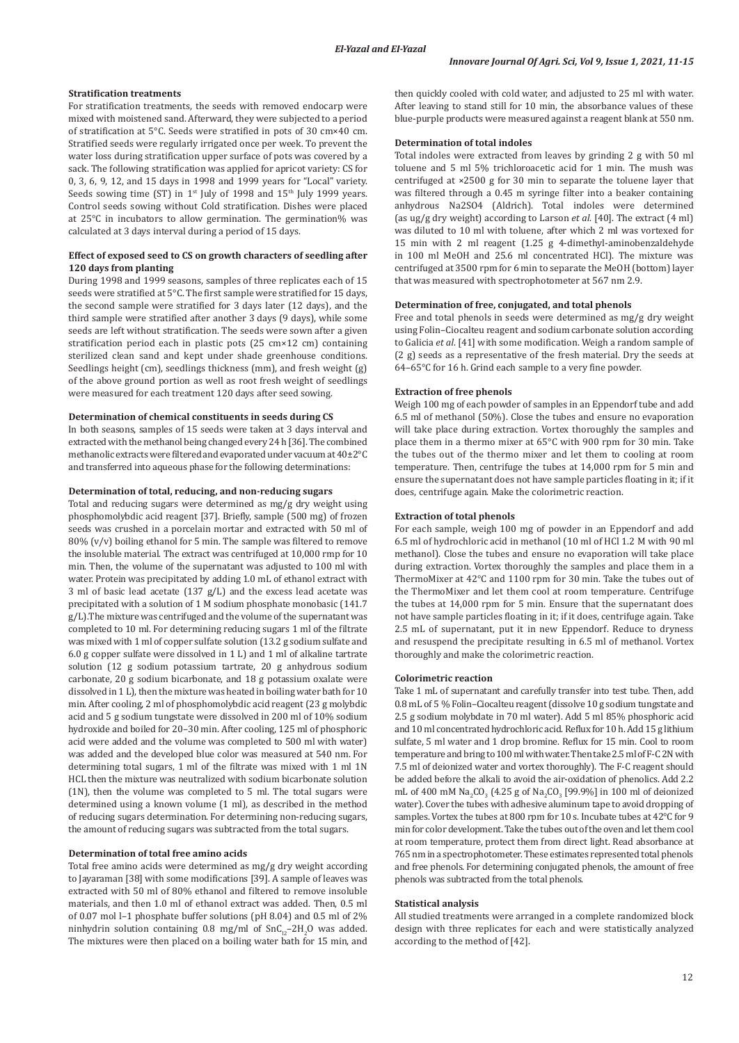### Stratification treatments

For stratification treatments, the seeds with removed endocarp were mixed with moistened sand. Afterward, they were subjected to a period of stratification at 5°C. Seeds were stratified in pots of 30 cm×40 cm. Stratified seeds were regularly irrigated once per week. To prevent the water loss during stratification upper surface of pots was covered by a sack. The following stratification was applied for apricot variety: CS for 0, 3, 6, 9, 12, and 15 days in 1998 and 1999 years for "Local" variety. Seeds sowing time (ST) in 1st July of 1998 and 15th July 1999 years. Control seeds sowing without Cold stratification. Dishes were placed at 25°C in incubators to allow germination. The germination% was calculated at 3 days interval during a period of 15 days.

### Effect of exposed seed to CS on growth characters of seedling after 120 days from planting

During 1998 and 1999 seasons, samples of three replicates each of 15 seeds were stratified at 5°C. The first sample were stratified for 15 days, the second sample were stratified for 3 days later (12 days), and the third sample were stratified after another 3 days (9 days), while some seeds are left without stratification. The seeds were sown after a given stratification period each in plastic pots (25 cm×12 cm) containing sterilized clean sand and kept under shade greenhouse conditions. Seedlings height (cm), seedlings thickness (mm), and fresh weight (g) of the above ground portion as well as root fresh weight of seedlings were measured for each treatment 120 days after seed sowing.

### Determination of chemical constituents in seeds during CS

In both seasons, samples of 15 seeds were taken at 3 days interval and extracted with the methanol being changed every 24 h [36]. The combined methanolic extracts were filtered and evaporated under vacuum at 40±2°C and transferred into aqueous phase for the following determinations:

### Determination of total, reducing, and non-reducing sugars

Total and reducing sugars were determined as mg/g dry weight using phosphomolybdic acid reagent [37]. Briefly, sample (500 mg) of frozen seeds was crushed in a porcelain mortar and extracted with 50 ml of 80% (v/v) boiling ethanol for 5 min. The sample was filtered to remove the insoluble material. The extract was centrifuged at 10,000 rmp for 10 min. Then, the volume of the supernatant was adjusted to 100 ml with water. Protein was precipitated by adding 1.0 mL of ethanol extract with 3 ml of basic lead acetate (137 g/L) and the excess lead acetate was precipitated with a solution of 1 M sodium phosphate monobasic (141.7 g/L).The mixture was centrifuged and the volume of the supernatant was completed to 10 ml. For determining reducing sugars 1 ml of the filtrate was mixed with 1 ml of copper sulfate solution (13.2 g sodium sulfate and 6.0 g copper sulfate were dissolved in 1 L) and 1 ml of alkaline tartrate solution (12 g sodium potassium tartrate, 20 g anhydrous sodium carbonate, 20 g sodium bicarbonate, and 18 g potassium oxalate were dissolved in 1 L), then the mixture was heated in boiling water bath for 10 min. After cooling, 2 ml of phosphomolybdic acid reagent (23 g molybdic acid and 5 g sodium tungstate were dissolved in 200 ml of 10% sodium hydroxide and boiled for 20–30 min. After cooling, 125 ml of phosphoric acid were added and the volume was completed to 500 ml with water) was added and the developed blue color was measured at 540 nm. For determining total sugars, 1 ml of the filtrate was mixed with 1 ml 1N HCL then the mixture was neutralized with sodium bicarbonate solution (1N), then the volume was completed to 5 ml. The total sugars were determined using a known volume (1 ml), as described in the method of reducing sugars determination. For determining non-reducing sugars, the amount of reducing sugars was subtracted from the total sugars.

### Determination of total free amino acids

Total free amino acids were determined as mg/g dry weight according to Jayaraman [38] with some modifications [39]. A sample of leaves was extracted with 50 ml of 80% ethanol and filtered to remove insoluble materials, and then, 1.0 ml of ethanol extract was added. Then, 0.5 ml of 0.07 mol l–1 phosphate buffer solutions (pH 8.04) and 0.5 ml of 2% ninhydrin solution containing 0.8 mg/ml of $SnC_{l2}$–$2H_2O$ was added. The mixtures were then placed on a boiling water bath for 15 min, and then quickly cooled with cold water, and adjusted to 25 ml with water. After leaving to stand still for 10 min, the absorbance values of these blue-purple products were measured against a reagent blank at 550 nm.

### Determination of total indoles

Total indoles were extracted from leaves by grinding 2 g with 50 ml toluene and 5 ml 5% trichloroacetic acid for 1 min. The mush was centrifuged at ×2500 g for 30 min to separate the toluene layer that was filtered through a 0.45 m syringe filter into a beaker containing anhydrous Na2SO4 (Aldrich). Total indoles were determined (as ug/g dry weight) according to Larson *et al*. [40]. The extract (4 ml) was diluted to 10 ml with toluene, after which 2 ml was vortexed for 15 min with 2 ml reagent (1.25 g 4-dimethyl-aminobenzaldehyde in 100 ml MeOH and 25.6 ml concentrated HCl). The mixture was centrifuged at 3500 rpm for 6 min to separate the MeOH (bottom) layer that was measured with spectrophotometer at 567 nm 2.9.

### Determination of free, conjugated, and total phenols

Free and total phenols in seeds were determined as mg/g dry weight using Folin–Ciocalteu reagent and sodium carbonate solution according to Galicia *et al*. [41] with some modification. Weigh a random sample of (2 g) seeds as a representative of the fresh material. Dry the seeds at 64–65°C for 16 h. Grind each sample to a very fine powder.

### Extraction of free phenols

Weigh 100 mg of each powder of samples in an Eppendorf tube and add 6.5 ml of methanol (50%). Close the tubes and ensure no evaporation will take place during extraction. Vortex thoroughly the samples and place them in a thermo mixer at 65°C with 900 rpm for 30 min. Take the tubes out of the thermo mixer and let them to cooling at room temperature. Then, centrifuge the tubes at 14,000 rpm for 5 min and ensure the supernatant does not have sample particles floating in it; if it does, centrifuge again. Make the colorimetric reaction.

### Extraction of total phenols

For each sample, weigh 100 mg of powder in an Eppendorf and add 6.5 ml of hydrochloric acid in methanol (10 ml of HCl 1.2 M with 90 ml methanol). Close the tubes and ensure no evaporation will take place during extraction. Vortex thoroughly the samples and place them in a ThermoMixer at 42°C and 1100 rpm for 30 min. Take the tubes out of the ThermoMixer and let them cool at room temperature. Centrifuge the tubes at 14,000 rpm for 5 min. Ensure that the supernatant does not have sample particles floating in it; if it does, centrifuge again. Take 2.5 mL of supernatant, put it in new Eppendorf. Reduce to dryness and resuspend the precipitate resulting in 6.5 ml of methanol. Vortex thoroughly and make the colorimetric reaction.

### Colorimetric reaction

Take 1 mL of supernatant and carefully transfer into test tube. Then, add 0.8 mL of 5 % Folin–Ciocalteu reagent (dissolve 10 g sodium tungstate and 2.5 g sodium molybdate in 70 ml water). Add 5 ml 85% phosphoric acid and 10 ml concentrated hydrochloric acid. Reflux for 10 h. Add 15 g lithium sulfate, 5 ml water and 1 drop bromine. Reflux for 15 min. Cool to room temperature and bring to 100 ml with water. Then take 2.5 ml of F-C 2N with 7.5 ml of deionized water and vortex thoroughly). The F-C reagent should be added before the alkali to avoid the air-oxidation of phenolics. Add 2.2 mL of 400 mM $Na_2CO_3$ (4.25 g of $Na_2CO_3$ [99.9%] in 100 ml of deionized water). Cover the tubes with adhesive aluminum tape to avoid dropping of samples. Vortex the tubes at 800 rpm for 10 s. Incubate tubes at 42°C for 9 min for color development. Take the tubes out of the oven and let them cool at room temperature, protect them from direct light. Read absorbance at 765 nm in a spectrophotometer. These estimates represented total phenols and free phenols. For determining conjugated phenols, the amount of free phenols was subtracted from the total phenols.

### Statistical analysis

All studied treatments were arranged in a complete randomized block design with three replicates for each and were statistically analyzed according to the method of [42].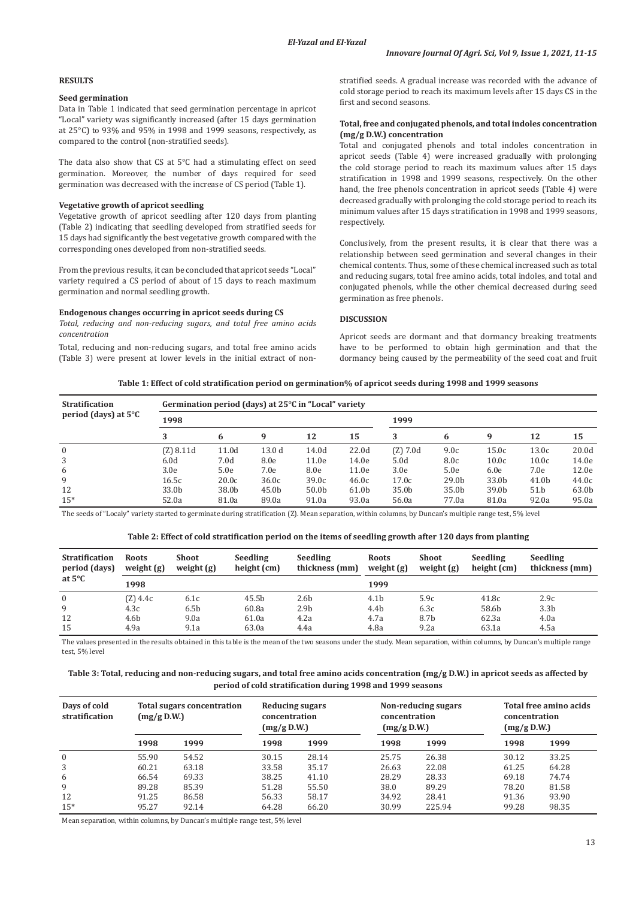## RESULTS

### Seed germination

Data in Table 1 indicated that seed germination percentage in apricot "Local" variety was significantly increased (after 15 days germination at 25°C) to 93% and 95% in 1998 and 1999 seasons, respectively, as compared to the control (non-stratified seeds).

The data also show that CS at 5°C had a stimulating effect on seed germination. Moreover, the number of days required for seed germination was decreased with the increase of CS period (Table 1).

### Vegetative growth of apricot seedling

Vegetative growth of apricot seedling after 120 days from planting (Table 2) indicating that seedling developed from stratified seeds for 15 days had significantly the best vegetative growth compared with the corresponding ones developed from non-stratified seeds.

From the previous results, it can be concluded that apricot seeds "Local" variety required a CS period of about of 15 days to reach maximum germination and normal seedling growth.

### Endogenous changes occurring in apricot seeds during CS

*Total, reducing and non-reducing sugars, and total free amino acids concentration*

Total, reducing and non-reducing sugars, and total free amino acids (Table 3) were present at lower levels in the initial extract of non-stratified seeds. A gradual increase was recorded with the advance of cold storage period to reach its maximum levels after 15 days CS in the first and second seasons.

### Total, free and conjugated phenols, and total indoles concentration (mg/g D.W.) concentration

Total and conjugated phenols and total indoles concentration in apricot seeds (Table 4) were increased gradually with prolonging the cold storage period to reach its maximum values after 15 days stratification in 1998 and 1999 seasons, respectively. On the other hand, the free phenols concentration in apricot seeds (Table 4) were decreased gradually with prolonging the cold storage period to reach its minimum values after 15 days stratification in 1998 and 1999 seasons, respectively.

Conclusively, from the present results, it is clear that there was a relationship between seed germination and several changes in their chemical contents. Thus, some of these chemical increased such as total and reducing sugars, total free amino acids, total indoles, and total and conjugated phenols, while the other chemical decreased during seed germination as free phenols.

## DISCUSSION

Apricot seeds are dormant and that dormancy breaking treatments have to be performed to obtain high germination and that the dormancy being caused by the permeability of the seed coat and fruit

**Table 1: Effect of cold stratification period on germination% of apricot seeds during 1998 and 1999 seasons**

| Stratification period (days) at 5°C | Germination period (days) at 25°C in "Local" variety | | | | | | | | | |
|---|---|---|---|---|---|---|---|---|---|---|
| | 1998 | | | | | 1999 | | | | |
| | 3 | 6 | 9 | 12 | 15 | 3 | 6 | 9 | 12 | 15 |
| 0 | (Z) 8.11d | 11.0d | 13.0 d | 14.0d | 22.0d | (Z) 7.0d | 9.0c | 15.0c | 13.0c | 20.0d |
| 3 | 6.0d | 7.0d | 8.0e | 11.0e | 14.0e | 5.0d | 8.0c | 10.0c | 10.0c | 14.0e |
| 6 | 3.0e | 5.0e | 7.0e | 8.0e | 11.0e | 3.0e | 5.0e | 6.0e | 7.0e | 12.0e |
| 9 | 16.5c | 20.0c | 36.0c | 39.0c | 46.0c | 17.0c | 29.0b | 33.0b | 41.0b | 44.0c |
| 12 | 33.0b | 38.0b | 45.0b | 50.0b | 61.0b | 35.0b | 35.0b | 39.0b | 51.b | 63.0b |
| 15* | 52.0a | 81.0a | 89.0a | 91.0a | 93.0a | 56.0a | 77.0a | 81.0a | 92.0a | 95.0a |

The seeds of "Localy" variety started to germinate during stratification (Z). Mean separation, within columns, by Duncan's multiple range test, 5% level

**Table 2: Effect of cold stratification period on the items of seedling growth after 120 days from planting**

| Stratification period (days) at 5°C | Roots weight (g) | Shoot weight (g) | Seedling height (cm) | Seedling thickness (mm) | Roots weight (g) | Shoot weight (g) | Seedling height (cm) | Seedling thickness (mm) |
|---|---|---|---|---|---|---|---|---|
| | 1998 | | | | 1999 | | | |
| 0 | (Z) 4.4c | 6.1c | 45.5b | 2.6b | 4.1b | 5.9c | 41.8c | 2.9c |
| 9 | 4.3c | 6.5b | 60.8a | 2.9b | 4.4b | 6.3c | 58.6b | 3.3b |
| 12 | 4.6b | 9.0a | 61.0a | 4.2a | 4.7a | 8.7b | 62.3a | 4.0a |
| 15 | 4.9a | 9.1a | 63.0a | 4.4a | 4.8a | 9.2a | 63.1a | 4.5a |

The values presented in the results obtained in this table is the mean of the two seasons under the study. Mean separation, within columns, by Duncan's multiple range test, 5% level

**Table 3: Total, reducing and non-reducing sugars, and total free amino acids concentration (mg/g D.W.) in apricot seeds as affected by period of cold stratification during 1998 and 1999 seasons**

| Days of cold stratification | Total sugars concentration (mg/g D.W.) | | Reducing sugars concentration (mg/g D.W.) | | Non-reducing sugars concentration (mg/g D.W.) | | Total free amino acids concentration (mg/g D.W.) | |
|---|---|---|---|---|---|---|---|---|
| | 1998 | 1999 | 1998 | 1999 | 1998 | 1999 | 1998 | 1999 |
| 0 | 55.90 | 54.52 | 30.15 | 28.14 | 25.75 | 26.38 | 30.12 | 33.25 |
| 3 | 60.21 | 63.18 | 33.58 | 35.17 | 26.63 | 22.08 | 61.25 | 64.28 |
| 6 | 66.54 | 69.33 | 38.25 | 41.10 | 28.29 | 28.33 | 69.18 | 74.74 |
| 9 | 89.28 | 85.39 | 51.28 | 55.50 | 38.0 | 89.29 | 78.20 | 81.58 |
| 12 | 91.25 | 86.58 | 56.33 | 58.17 | 34.92 | 28.41 | 91.36 | 93.90 |
| 15* | 95.27 | 92.14 | 64.28 | 66.20 | 30.99 | 225.94 | 99.28 | 98.35 |

Mean separation, within columns, by Duncan's multiple range test, 5% level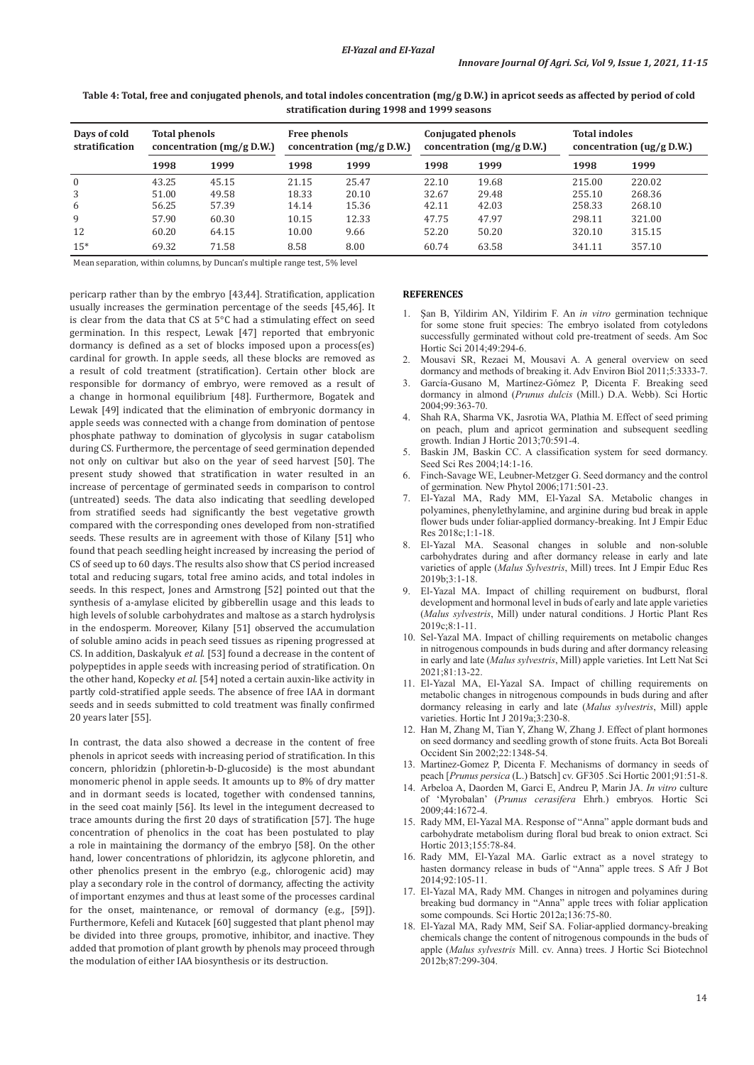**Table 4: Total, free and conjugated phenols, and total indoles concentration (mg/g D.W.) in apricot seeds as affected by period of cold stratification during 1998 and 1999 seasons**

| Days of cold stratification | Total phenols concentration (mg/g D.W.) | | Free phenols concentration (mg/g D.W.) | | Conjugated phenols concentration (mg/g D.W.) | | Total indoles concentration (ug/g D.W.) | |
|---|---|---|---|---|---|---|---|---|
| | **1998** | **1999** | **1998** | **1999** | **1998** | **1999** | **1998** | **1999** |
| 0 | 43.25 | 45.15 | 21.15 | 25.47 | 22.10 | 19.68 | 215.00 | 220.02 |
| 3 | 51.00 | 49.58 | 18.33 | 20.10 | 32.67 | 29.48 | 255.10 | 268.36 |
| 6 | 56.25 | 57.39 | 14.14 | 15.36 | 42.11 | 42.03 | 258.33 | 268.10 |
| 9 | 57.90 | 60.30 | 10.15 | 12.33 | 47.75 | 47.97 | 298.11 | 321.00 |
| 12 | 60.20 | 64.15 | 10.00 | 9.66 | 52.20 | 50.20 | 320.10 | 315.15 |
| 15* | 69.32 | 71.58 | 8.58 | 8.00 | 60.74 | 63.58 | 341.11 | 357.10 |

Mean separation, within columns, by Duncan's multiple range test, 5% level

pericarp rather than by the embryo [43,44]. Stratification, application usually increases the germination percentage of the seeds [45,46]. It is clear from the data that CS at 5°C had a stimulating effect on seed germination. In this respect, Lewak [47] reported that embryonic dormancy is defined as a set of blocks imposed upon a process(es) cardinal for growth. In apple seeds, all these blocks are removed as a result of cold treatment (stratification). Certain other block are responsible for dormancy of embryo, were removed as a result of a change in hormonal equilibrium [48]. Furthermore, Bogatek and Lewak [49] indicated that the elimination of embryonic dormancy in apple seeds was connected with a change from domination of pentose phosphate pathway to domination of glycolysis in sugar catabolism during CS. Furthermore, the percentage of seed germination depended not only on cultivar but also on the year of seed harvest [50]. The present study showed that stratification in water resulted in an increase of percentage of germinated seeds in comparison to control (untreated) seeds. The data also indicating that seedling developed from stratified seeds had significantly the best vegetative growth compared with the corresponding ones developed from non-stratified seeds. These results are in agreement with those of Kilany [51] who found that peach seedling height increased by increasing the period of CS of seed up to 60 days. The results also show that CS period increased total and reducing sugars, total free amino acids, and total indoles in seeds. In this respect, Jones and Armstrong [52] pointed out that the synthesis of a-amylase elicited by gibberellin usage and this leads to high levels of soluble carbohydrates and maltose as a starch hydrolysis in the endosperm. Moreover, Kilany [51] observed the accumulation of soluble amino acids in peach seed tissues as ripening progressed at CS. In addition, Daskalyuk *et al.* [53] found a decrease in the content of polypeptides in apple seeds with increasing period of stratification. On the other hand, Kopecky *et al.* [54] noted a certain auxin-like activity in partly cold-stratified apple seeds. The absence of free IAA in dormant seeds and in seeds submitted to cold treatment was finally confirmed 20 years later [55].

In contrast, the data also showed a decrease in the content of free phenols in apricot seeds with increasing period of stratification. In this concern, phloridzin (phloretin-b-D-glucoside) is the most abundant monomeric phenol in apple seeds. It amounts up to 8% of dry matter and in dormant seeds is located, together with condensed tannins, in the seed coat mainly [56]. Its level in the integument decreased to trace amounts during the first 20 days of stratification [57]. The huge concentration of phenolics in the coat has been postulated to play a role in maintaining the dormancy of the embryo [58]. On the other hand, lower concentrations of phloridzin, its aglycone phloretin, and other phenolics present in the embryo (e.g., chlorogenic acid) may play a secondary role in the control of dormancy, affecting the activity of important enzymes and thus at least some of the processes cardinal for the onset, maintenance, or removal of dormancy (e.g., [59]). Furthermore, Kefeli and Kutacek [60] suggested that plant phenol may be divided into three groups, promotive, inhibitor, and inactive. They added that promotion of plant growth by phenols may proceed through the modulation of either IAA biosynthesis or its destruction.

## REFERENCES

1. Şan B, Yildirim AN, Yildirim F. An *in vitro* germination technique for some stone fruit species: The embryo isolated from cotyledons successfully germinated without cold pre-treatment of seeds. Am Soc Hortic Sci 2014;49:294-6.
2. Mousavi SR, Rezaei M, Mousavi A. A general overview on seed dormancy and methods of breaking it. Adv Environ Biol 2011;5:3333-7.
3. García-Gusano M, Martínez-Gómez P, Dicenta F. Breaking seed dormancy in almond (*Prunus dulcis* (Mill.) D.A. Webb). Sci Hortic 2004;99:363-70.
4. Shah RA, Sharma VK, Jasrotia WA, Plathia M. Effect of seed priming on peach, plum and apricot germination and subsequent seedling growth. Indian J Hortic 2013;70:591-4.
5. Baskin JM, Baskin CC. A classification system for seed dormancy. Seed Sci Res 2004;14:1-16.
6. Finch-Savage WE, Leubner-Metzger G. Seed dormancy and the control of germination. New Phytol 2006;171:501-23.
7. El-Yazal MA, Rady MM, El-Yazal SA. Metabolic changes in polyamines, phenylethylamine, and arginine during bud break in apple flower buds under foliar-applied dormancy-breaking. Int J Empir Educ Res 2018c;1:1-18.
8. El-Yazal MA. Seasonal changes in soluble and non-soluble carbohydrates during and after dormancy release in early and late varieties of apple (*Malus Sylvestris*, Mill) trees. Int J Empir Educ Res 2019b;3:1-18.
9. El-Yazal MA. Impact of chilling requirement on budburst, floral development and hormonal level in buds of early and late apple varieties (*Malus sylvestris*, Mill) under natural conditions. J Hortic Plant Res 2019c;8:1-11.
10. Sel-Yazal MA. Impact of chilling requirements on metabolic changes in nitrogenous compounds in buds during and after dormancy releasing in early and late (*Malus sylvestris*, Mill) apple varieties. Int Lett Nat Sci 2021;81:13-22.
11. El-Yazal MA, El-Yazal SA. Impact of chilling requirements on metabolic changes in nitrogenous compounds in buds during and after dormancy releasing in early and late (*Malus sylvestris*, Mill) apple varieties. Hortic Int J 2019a;3:230-8.
12. Han M, Zhang M, Tian Y, Zhang W, Zhang J. Effect of plant hormones on seed dormancy and seedling growth of stone fruits. Acta Bot Boreali Occident Sin 2002;22:1348-54.
13. Martinez-Gomez P, Dicenta F. Mechanisms of dormancy in seeds of peach [*Prunus persica* (L.) Batsch] cv. GF305 .Sci Hortic 2001;91:51-8.
14. Arbeloa A, Daorden M, Garci E, Andreu P, Marin JA. *In vitro* culture of 'Myrobalan' (*Prunus cerasifera* Ehrh.) embryos*.* Hortic Sci 2009;44:1672-4.
15. Rady MM, El-Yazal MA. Response of "Anna" apple dormant buds and carbohydrate metabolism during floral bud break to onion extract. Sci Hortic 2013;155:78-84.
16. Rady MM, El-Yazal MA. Garlic extract as a novel strategy to hasten dormancy release in buds of "Anna" apple trees. S Afr J Bot 2014;92:105-11.
17. El-Yazal MA, Rady MM. Changes in nitrogen and polyamines during breaking bud dormancy in "Anna" apple trees with foliar application some compounds. Sci Hortic 2012a;136:75-80.
18. El-Yazal MA, Rady MM, Seif SA. Foliar-applied dormancy-breaking chemicals change the content of nitrogenous compounds in the buds of apple (*Malus sylvestris* Mill. cv. Anna) trees. J Hortic Sci Biotechnol 2012b;87:299-304.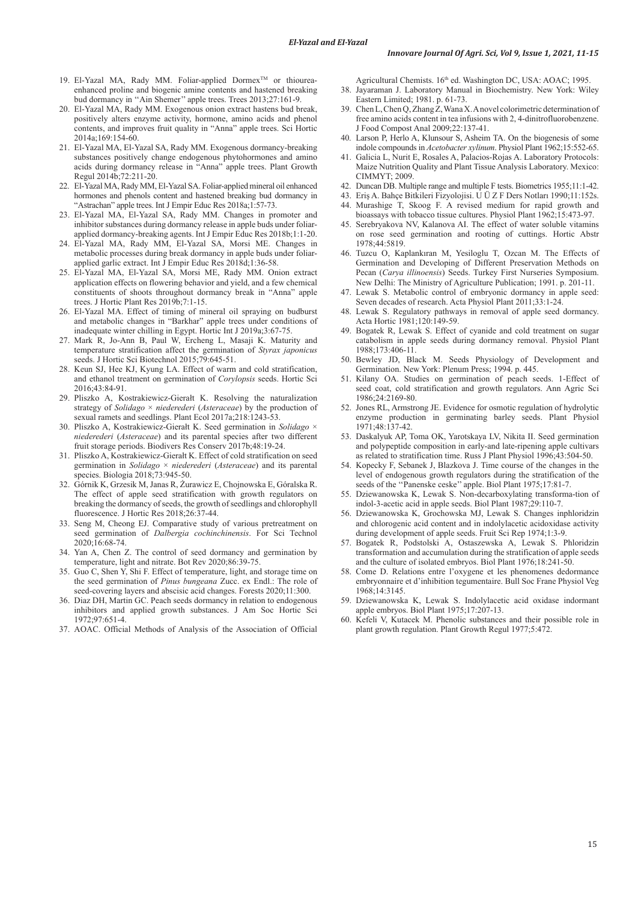19. El-Yazal MA, Rady MM. Foliar-applied Dormex™ or thiourea-enhanced proline and biogenic amine contents and hastened breaking bud dormancy in ''Ain Shemer'' apple trees. Trees 2013;27:161-9.
20. El-Yazal MA, Rady MM. Exogenous onion extract hastens bud break, positively alters enzyme activity, hormone, amino acids and phenol contents, and improves fruit quality in "Anna" apple trees. Sci Hortic 2014a;169:154-60.
21. El-Yazal MA, El-Yazal SA, Rady MM. Exogenous dormancy-breaking substances positively change endogenous phytohormones and amino acids during dormancy release in "Anna" apple trees. Plant Growth Regul 2014b;72:211-20.
22. El-Yazal MA, Rady MM, El-Yazal SA. Foliar-applied mineral oil enhanced hormones and phenols content and hastened breaking bud dormancy in "Astrachan" apple trees. Int J Empir Educ Res 2018a;1:57-73.
23. El-Yazal MA, El-Yazal SA, Rady MM. Changes in promoter and inhibitor substances during dormancy release in apple buds under foliar-applied dormancy-breaking agents. Int J Empir Educ Res 2018b;1:1-20.
24. El-Yazal MA, Rady MM, El-Yazal SA, Morsi ME. Changes in metabolic processes during break dormancy in apple buds under foliar-applied garlic extract. Int J Empir Educ Res 2018d;1:36-58.
25. El-Yazal MA, El-Yazal SA, Morsi ME, Rady MM. Onion extract application effects on flowering behavior and yield, and a few chemical constituents of shoots throughout dormancy break in "Anna" apple trees. J Hortic Plant Res 2019b;7:1-15.
26. El-Yazal MA. Effect of timing of mineral oil spraying on budburst and metabolic changes in "Barkhar" apple trees under conditions of inadequate winter chilling in Egypt. Hortic Int J 2019a;3:67-75.
27. Mark R, Jo-Ann B, Paul W, Ercheng L, Masaji K. Maturity and temperature stratification affect the germination of *Styrax japonicus* seeds. J Hortic Sci Biotechnol 2015;79:645-51.
28. Keun SJ, Hee KJ, Kyung LA. Effect of warm and cold stratification, and ethanol treatment on germination of *Corylopsis* seeds. Hortic Sci 2016;43:84-91.
29. Pliszko A, Kostrakiewicz-Gierałt K. Resolving the naturalization strategy of *Solidago × niederederi* (*Asteraceae*) by the production of sexual ramets and seedlings. Plant Ecol 2017a;218:1243-53.
30. Pliszko A, Kostrakiewicz-Gierałt K. Seed germination in *Solidago × niederederi* (*Asteraceae*) and its parental species after two different fruit storage periods. Biodivers Res Conserv 2017b;48:19-24.
31. Pliszko A, Kostrakiewicz-Gierałt K. Effect of cold stratification on seed germination in *Solidago × niederederi* (*Asteraceae*) and its parental species. Biologia 2018;73:945-50.
32. Górnik K, Grzesik M, Janas R, Żurawicz E, Chojnowska E, Góralska R. The effect of apple seed stratification with growth regulators on breaking the dormancy of seeds, the growth of seedlings and chlorophyll fluorescence. J Hortic Res 2018;26:37-44.
33. Seng M, Cheong EJ. Comparative study of various pretreatment on seed germination of *Dalbergia cochinchinensis*. For Sci Technol 2020;16:68-74.
34. Yan A, Chen Z. The control of seed dormancy and germination by temperature, light and nitrate. Bot Rev 2020;86:39-75.
35. Guo C, Shen Y, Shi F. Effect of temperature, light, and storage time on the seed germination of *Pinus bungeana* Zucc. ex Endl.: The role of seed-covering layers and abscisic acid changes. Forests 2020;11:300.
36. Diaz DH, Martin GC. Peach seeds dormancy in relation to endogenous inhibitors and applied growth substances. J Am Soc Hortic Sci 1972;97:651-4.
37. AOAC. Official Methods of Analysis of the Association of Official Agricultural Chemists. 16th ed. Washington DC, USA: AOAC; 1995.
38. Jayaraman J. Laboratory Manual in Biochemistry. New York: Wiley Eastern Limited; 1981. p. 61-73.
39. Chen L, Chen Q, Zhang Z, Wana X. A novel colorimetric determination of free amino acids content in tea infusions with 2, 4-dinitrofluorobenzene. J Food Compost Anal 2009;22:137-41.
40. Larson P, Herlo A, Klunsour S, Asheim TA. On the biogenesis of some indole compounds in *Acetobacter xylinum*. Physiol Plant 1962;15:552-65.
41. Galicia L, Nurit E, Rosales A, Palacios-Rojas A. Laboratory Protocols: Maize Nutrition Quality and Plant Tissue Analysis Laboratory. Mexico: CIMMYT; 2009.
42. Duncan DB. Multiple range and multiple F tests. Biometrics 1955;11:1-42.
43. Eriş A. Bahçe Bitkileri Fizyolojisi. U Ü Z F Ders Notları 1990;11:152s.
44. Murashige T, Skoog F. A revised medium for rapid growth and bioassays with tobacco tissue cultures. Physiol Plant 1962;15:473-97.
45. Serebryakova NV, Kalanova AI. The effect of water soluble vitamins on rose seed germination and rooting of cuttings. Hortic Abstr 1978;44:5819.
46. Tuzcu O, Kaplankıran M, Yesiloglu T, Ozcan M. The Effects of Germination and Developing of Different Preservation Methods on Pecan (*Carya illinoensis*) Seeds. Turkey First Nurseries Symposium. New Delhi: The Ministry of Agriculture Publication; 1991. p. 201-11.
47. Lewak S. Metabolic control of embryonic dormancy in apple seed: Seven decades of research. Acta Physiol Plant 2011;33:1-24.
48. Lewak S. Regulatory pathways in removal of apple seed dormancy. Acta Hortic 1981;120:149-59.
49. Bogatek R, Lewak S. Effect of cyanide and cold treatment on sugar catabolism in apple seeds during dormancy removal. Physiol Plant 1988;173:406-11.
50. Bewley JD, Black M. Seeds Physiology of Development and Germination. New York: Plenum Press; 1994. p. 445.
51. Kilany OA. Studies on germination of peach seeds. 1-Effect of seed coat, cold stratification and growth regulators. Ann Agric Sci 1986;24:2169-80.
52. Jones RL, Armstrong JE. Evidence for osmotic regulation of hydrolytic enzyme production in germinating barley seeds. Plant Physiol 1971;48:137-42.
53. Daskalyuk AP, Toma OK, Yarotskaya LV, Nikita II. Seed germination and polypeptide composition in early-and late-ripening apple cultivars as related to stratification time. Russ J Plant Physiol 1996;43:504-50.
54. Kopecky F, Sebanek J, Blazkova J. Time course of the changes in the level of endogenous growth regulators during the stratification of the seeds of the ''Panenske ceske'' apple. Biol Plant 1975;17:81-7.
55. Dziewanowska K, Lewak S. Non-decarboxylating transforma-tion of indol-3-acetic acid in apple seeds. Biol Plant 1987;29:110-7.
56. Dziewanowska K, Grochowska MJ, Lewak S. Changes inphloridzin and chlorogenic acid content and in indolylacetic acidoxidase activity during development of apple seeds. Fruit Sci Rep 1974;1:3-9.
57. Bogatek R, Podstolski A, Ostaszewska A, Lewak S. Phloridzin transformation and accumulation during the stratification of apple seeds and the culture of isolated embryos. Biol Plant 1976;18:241-50.
58. Come D. Relations entre l'oxygene et les phenomenes dedormance embryonnaire et d'inhibition tegumentaire. Bull Soc Frane Physiol Veg 1968;14:3145.
59. Dziewanowska K, Lewak S. Indolylacetic acid oxidase indormant apple embryos. Biol Plant 1975;17:207-13.
60. Kefeli V, Kutacek M. Phenolic substances and their possible role in plant growth regulation. Plant Growth Regul 1977;5:472.